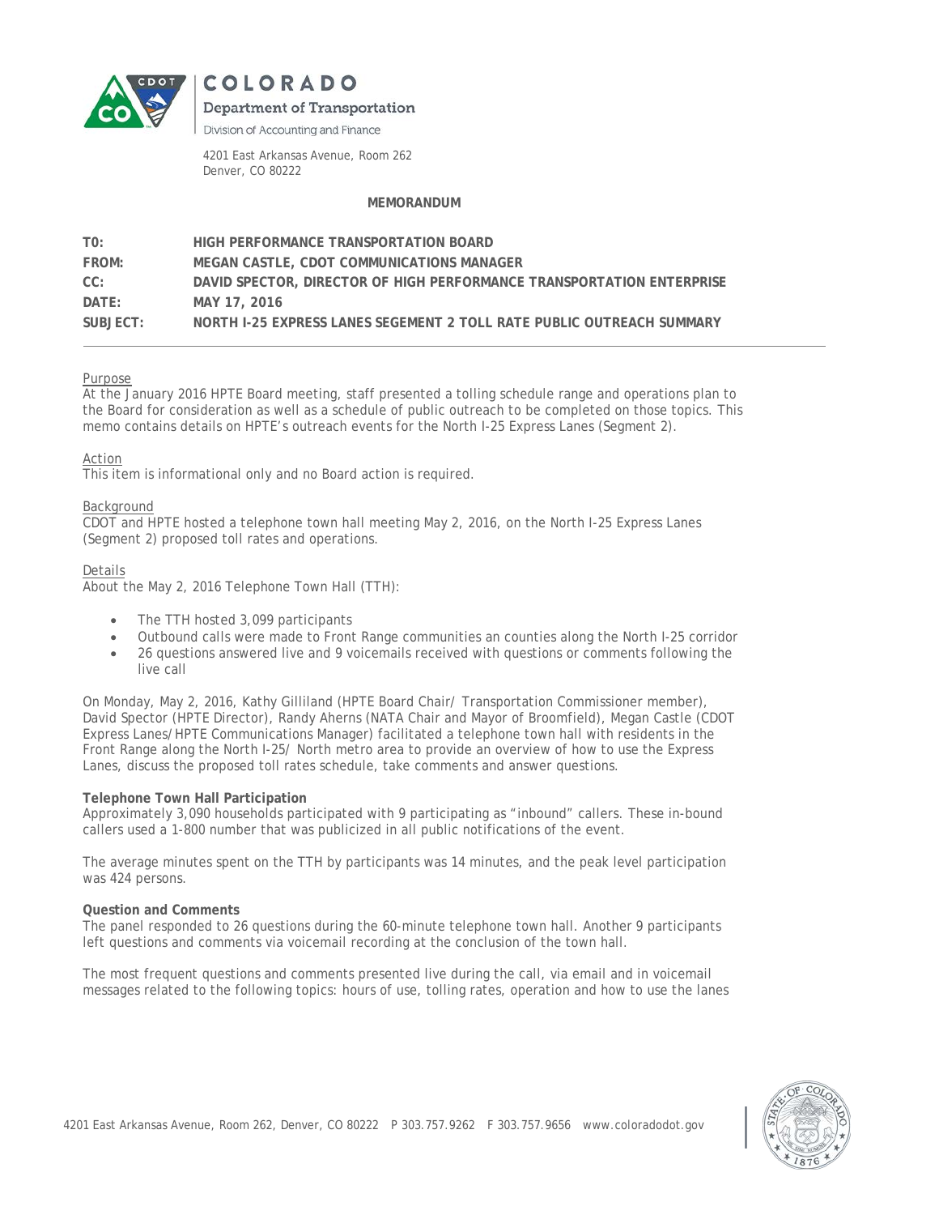COLORADO

Department of Transportation

Division of Accounting and Finance

4201 East Arkansas Avenue, Room 262
Denver, CO 80222

**MEMORANDUM**

| | |
|---|---|
| **TO:** | **HIGH PERFORMANCE TRANSPORTATION BOARD** |
| **FROM:** | **MEGAN CASTLE, CDOT COMMUNICATIONS MANAGER** |
| **CC:** | **DAVID SPECTOR, DIRECTOR OF HIGH PERFORMANCE TRANSPORTATION ENTERPRISE** |
| **DATE:** | **MAY 17, 2016** |
| **SUBJECT:** | **NORTH I-25 EXPRESS LANES SEGEMENT 2 TOLL RATE PUBLIC OUTREACH SUMMARY** |

Purpose

At the January 2016 HPTE Board meeting, staff presented a tolling schedule range and operations plan to the Board for consideration as well as a schedule of public outreach to be completed on those topics. This memo contains details on HPTE's outreach events for the North I-25 Express Lanes (Segment 2).

Action

This item is informational only and no Board action is required.

Background

CDOT and HPTE hosted a telephone town hall meeting May 2, 2016, on the North I-25 Express Lanes (Segment 2) proposed toll rates and operations.

Details

About the May 2, 2016 Telephone Town Hall (TTH):

- The TTH hosted 3,099 participants
- Outbound calls were made to Front Range communities an counties along the North I-25 corridor
- 26 questions answered live and 9 voicemails received with questions or comments following the live call

On Monday, May 2, 2016, Kathy Gilliland (HPTE Board Chair/ Transportation Commissioner member), David Spector (HPTE Director), Randy Aherns (NATA Chair and Mayor of Broomfield), Megan Castle (CDOT Express Lanes/HPTE Communications Manager) facilitated a telephone town hall with residents in the Front Range along the North I-25/ North metro area to provide an overview of how to use the Express Lanes, discuss the proposed toll rates schedule, take comments and answer questions.

**Telephone Town Hall Participation**

Approximately 3,090 households participated with 9 participating as "inbound" callers. These in-bound callers used a 1-800 number that was publicized in all public notifications of the event.

The average minutes spent on the TTH by participants was 14 minutes, and the peak level participation was 424 persons.

**Question and Comments**

The panel responded to 26 questions during the 60-minute telephone town hall. Another 9 participants left questions and comments via voicemail recording at the conclusion of the town hall.

The most frequent questions and comments presented live during the call, via email and in voicemail messages related to the following topics: hours of use, tolling rates, operation and how to use the lanes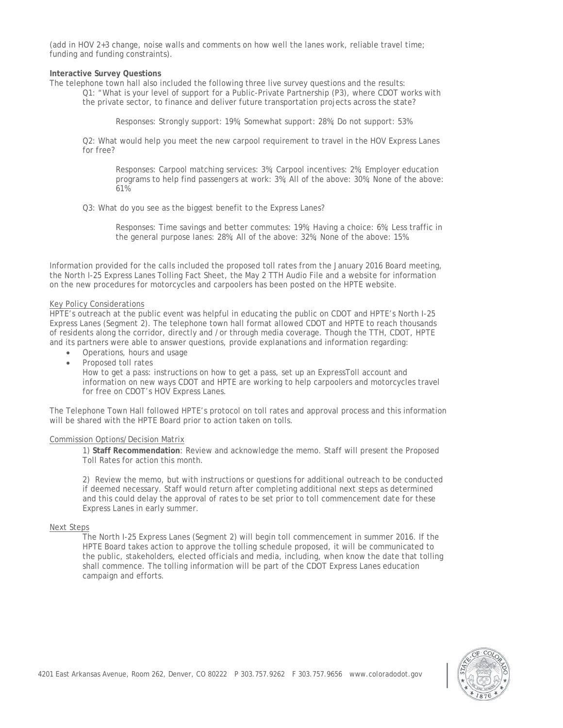(add in HOV 2+3 change, noise walls and comments on how well the lanes work, reliable travel time; funding and funding constraints).

**Interactive Survey Questions**

The telephone town hall also included the following three live survey questions and the results:

Q1: "What is your level of support for a Public-Private Partnership (P3), where CDOT works with the private sector, to finance and deliver future transportation projects across the state?

Responses: Strongly support: 19%; Somewhat support: 28%; Do not support: 53%

Q2: What would help you meet the new carpool requirement to travel in the HOV Express Lanes for free?

Responses: Carpool matching services: 3%; Carpool incentives: 2%; Employer education programs to help find passengers at work: 3%; All of the above: 30%; None of the above: 61%

Q3: What do you see as the biggest benefit to the Express Lanes?

Responses: Time savings and better commutes: 19%; Having a choice: 6%; Less traffic in the general purpose lanes: 28%; All of the above: 32%; None of the above: 15%.

Information provided for the calls included the proposed toll rates from the January 2016 Board meeting, the North I-25 Express Lanes Tolling Fact Sheet, the May 2 TTH Audio File and a website for information on the new procedures for motorcycles and carpoolers has been posted on the HPTE website.

Key Policy Considerations

HPTE's outreach at the public event was helpful in educating the public on CDOT and HPTE's North I-25 Express Lanes (Segment 2). The telephone town hall format allowed CDOT and HPTE to reach thousands of residents along the corridor, directly and /or through media coverage. Though the TTH, CDOT, HPTE and its partners were able to answer questions, provide explanations and information regarding:

- Operations, hours and usage
- Proposed toll rates
  How to get a pass: instructions on how to get a pass, set up an ExpressToll account and information on new ways CDOT and HPTE are working to help carpoolers and motorcycles travel for free on CDOT's HOV Express Lanes.

The Telephone Town Hall followed HPTE's protocol on toll rates and approval process and this information will be shared with the HPTE Board prior to action taken on tolls.

Commission Options/Decision Matrix

1) **Staff Recommendation**: Review and acknowledge the memo. Staff will present the Proposed Toll Rates for action this month.

2) Review the memo, but with instructions or questions for additional outreach to be conducted if deemed necessary. Staff would return after completing additional next steps as determined and this could delay the approval of rates to be set prior to toll commencement date for these Express Lanes in early summer.

Next Steps

The North I-25 Express Lanes (Segment 2) will begin toll commencement in summer 2016. If the HPTE Board takes action to approve the tolling schedule proposed, it will be communicated to the public, stakeholders, elected officials and media, including, when know the date that tolling shall commence. The tolling information will be part of the CDOT Express Lanes education campaign and efforts.